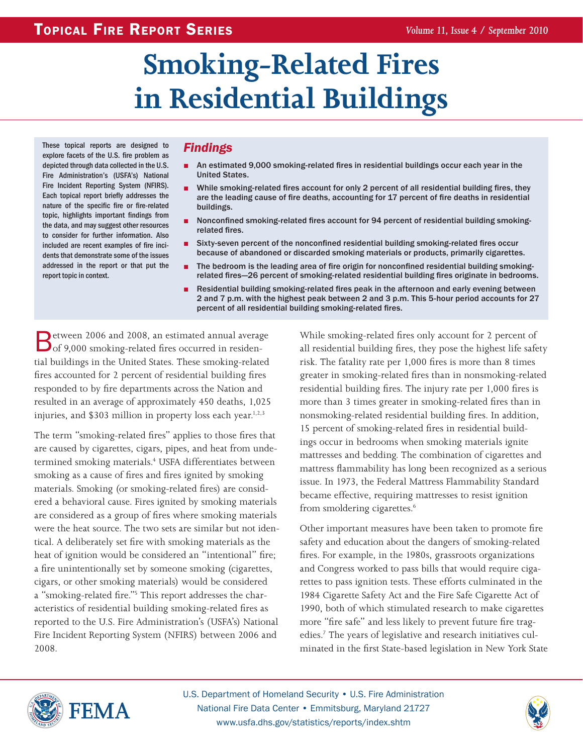# Smoking-Related Fires in Residential Buildings

These topical reports are designed to explore facets of the U.S. fire problem as depicted through data collected in the U.S. Fire Administration's (USFA's) National Fire Incident Reporting System (NFIRS). Each topical report briefly addresses the nature of the specific fire or fire-related topic, highlights important findings from the data, and may suggest other resources to consider for further information. Also included are recent examples of fire incidents that demonstrate some of the issues addressed in the report or that put the report topic in context.

## *Findings*

- An estimated 9,000 smoking-related fires in residential buildings occur each year in the United States.
- While smoking-related fires account for only 2 percent of all residential building fires, they are the leading cause of fire deaths, accounting for 17 percent of fire deaths in residential buildings.
- Nonconfined smoking-related fires account for 94 percent of residential building smoking-related fires.
- Sixty-seven percent of the nonconfined residential building smoking-related fires occur because of abandoned or discarded smoking materials or products, primarily cigarettes.
- The bedroom is the leading area of fire origin for nonconfined residential building smoking-related fires—26 percent of smoking-related residential building fires originate in bedrooms.
- Residential building smoking-related fires peak in the afternoon and early evening between 2 and 7 p.m. with the highest peak between 2 and 3 p.m. This 5-hour period accounts for 27 percent of all residential building smoking-related fires.

Between 2006 and 2008, an estimated annual average of 9,000 smoking-related fires occurred in residential buildings in the United States. These smoking-related fires accounted for 2 percent of residential building fires responded to by fire departments across the Nation and resulted in an average of approximately 450 deaths, 1,025 injuries, and $303 million in property loss each year.[1,2,3]

The term "smoking-related fires" applies to those fires that are caused by cigarettes, cigars, pipes, and heat from undetermined smoking materials.[4] USFA differentiates between smoking as a cause of fires and fires ignited by smoking materials. Smoking (or smoking-related fires) are considered a behavioral cause. Fires ignited by smoking materials are considered as a group of fires where smoking materials were the heat source. The two sets are similar but not identical. A deliberately set fire with smoking materials as the heat of ignition would be considered an "intentional" fire; a fire unintentionally set by someone smoking (cigarettes, cigars, or other smoking materials) would be considered a "smoking-related fire."[5] This report addresses the characteristics of residential building smoking-related fires as reported to the U.S. Fire Administration's (USFA's) National Fire Incident Reporting System (NFIRS) between 2006 and 2008.

While smoking-related fires only account for 2 percent of all residential building fires, they pose the highest life safety risk. The fatality rate per 1,000 fires is more than 8 times greater in smoking-related fires than in nonsmoking-related residential building fires. The injury rate per 1,000 fires is more than 3 times greater in smoking-related fires than in nonsmoking-related residential building fires. In addition, 15 percent of smoking-related fires in residential buildings occur in bedrooms when smoking materials ignite mattresses and bedding. The combination of cigarettes and mattress flammability has long been recognized as a serious issue. In 1973, the Federal Mattress Flammability Standard became effective, requiring mattresses to resist ignition from smoldering cigarettes.[6]

Other important measures have been taken to promote fire safety and education about the dangers of smoking-related fires. For example, in the 1980s, grassroots organizations and Congress worked to pass bills that would require cigarettes to pass ignition tests. These efforts culminated in the 1984 Cigarette Safety Act and the Fire Safe Cigarette Act of 1990, both of which stimulated research to make cigarettes more "fire safe" and less likely to prevent future fire tragedies.[7] The years of legislative and research initiatives culminated in the first State-based legislation in New York State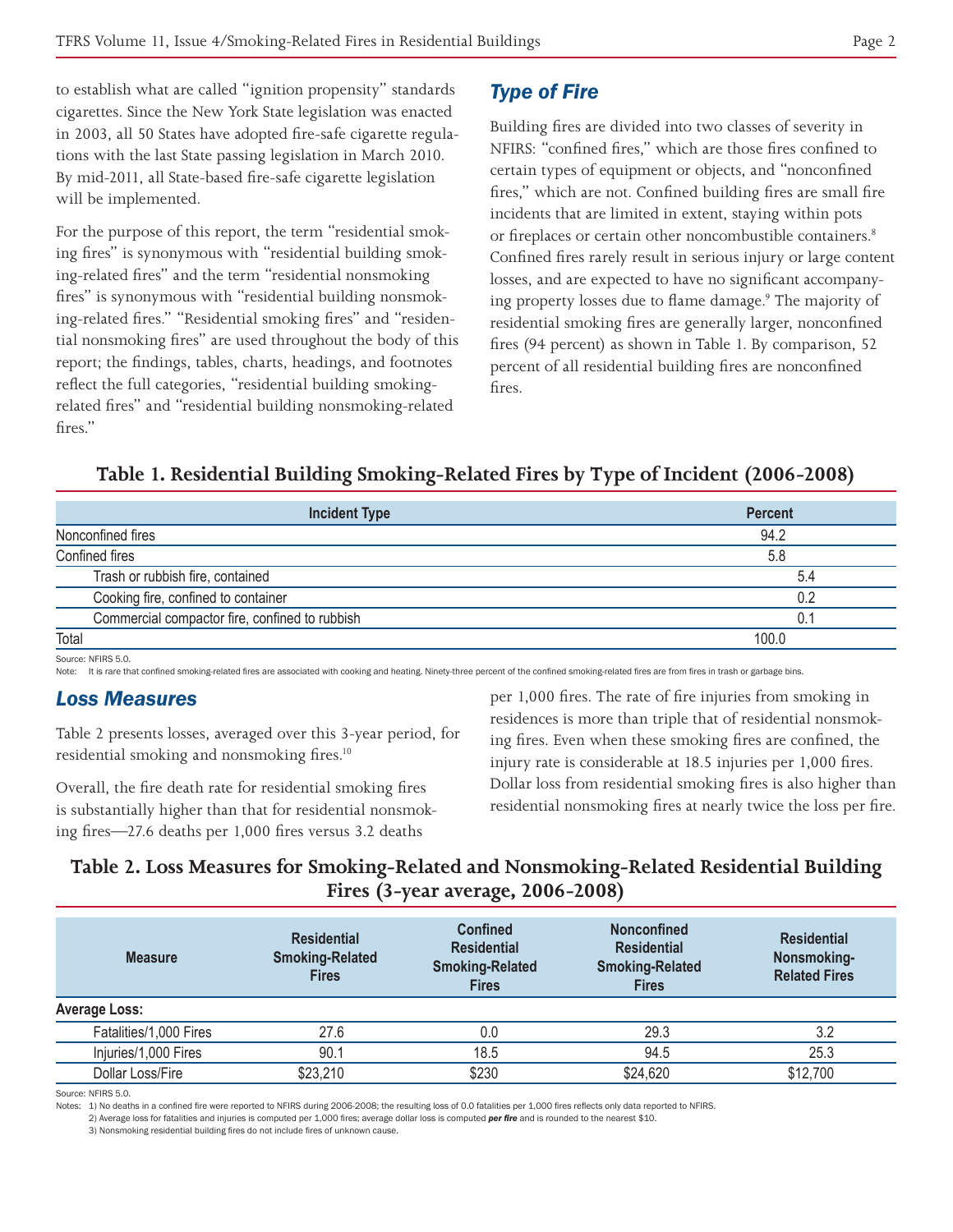to establish what are called "ignition propensity" standards cigarettes. Since the New York State legislation was enacted in 2003, all 50 States have adopted fire-safe cigarette regulations with the last State passing legislation in March 2010. By mid-2011, all State-based fire-safe cigarette legislation will be implemented.

For the purpose of this report, the term "residential smoking fires" is synonymous with "residential building smoking-related fires" and the term "residential nonsmoking fires" is synonymous with "residential building nonsmoking-related fires." "Residential smoking fires" and "residential nonsmoking fires" are used throughout the body of this report; the findings, tables, charts, headings, and footnotes reflect the full categories, "residential building smoking-related fires" and "residential building nonsmoking-related fires."

## Type of Fire

Building fires are divided into two classes of severity in NFIRS: "confined fires," which are those fires confined to certain types of equipment or objects, and "nonconfined fires," which are not. Confined building fires are small fire incidents that are limited in extent, staying within pots or fireplaces or certain other noncombustible containers.[8] Confined fires rarely result in serious injury or large content losses, and are expected to have no significant accompanying property losses due to flame damage.[9] The majority of residential smoking fires are generally larger, nonconfined fires (94 percent) as shown in Table 1. By comparison, 52 percent of all residential building fires are nonconfined fires.

### Table 1. Residential Building Smoking-Related Fires by Type of Incident (2006-2008)

| Incident Type | Percent |
|---|---|
| Nonconfined fires | 94.2 |
| Confined fires | 5.8 |
| Trash or rubbish fire, contained | 5.4 |
| Cooking fire, confined to container | 0.2 |
| Commercial compactor fire, confined to rubbish | 0.1 |
| Total | 100.0 |

Source: NFIRS 5.0.

Note: It is rare that confined smoking-related fires are associated with cooking and heating. Ninety-three percent of the confined smoking-related fires are from fires in trash or garbage bins.

## Loss Measures

Table 2 presents losses, averaged over this 3-year period, for residential smoking and nonsmoking fires.[10]

Overall, the fire death rate for residential smoking fires is substantially higher than that for residential nonsmoking fires—27.6 deaths per 1,000 fires versus 3.2 deaths per 1,000 fires. The rate of fire injuries from smoking in residences is more than triple that of residential nonsmoking fires. Even when these smoking fires are confined, the injury rate is considerable at 18.5 injuries per 1,000 fires. Dollar loss from residential smoking fires is also higher than residential nonsmoking fires at nearly twice the loss per fire.

### Table 2. Loss Measures for Smoking-Related and Nonsmoking-Related Residential Building Fires (3-year average, 2006-2008)

| Measure | Residential Smoking-Related Fires | Confined Residential Smoking-Related Fires | Nonconfined Residential Smoking-Related Fires | Residential Nonsmoking-Related Fires |
|---|---|---|---|---|
| **Average Loss:** | | | | |
| Fatalities/1,000 Fires | 27.6 | 0.0 | 29.3 | 3.2 |
| Injuries/1,000 Fires | 90.1 | 18.5 | 94.5 | 25.3 |
| Dollar Loss/Fire | $23,210 | $230 | $24,620 | $12,700 |

Source: NFIRS 5.0.

Notes: 1) No deaths in a confined fire were reported to NFIRS during 2006-2008; the resulting loss of 0.0 fatalities per 1,000 fires reflects only data reported to NFIRS.

2) Average loss for fatalities and injuries is computed per 1,000 fires; average dollar loss is computed ***per fire*** and is rounded to the nearest $10.

3) Nonsmoking residential building fires do not include fires of unknown cause.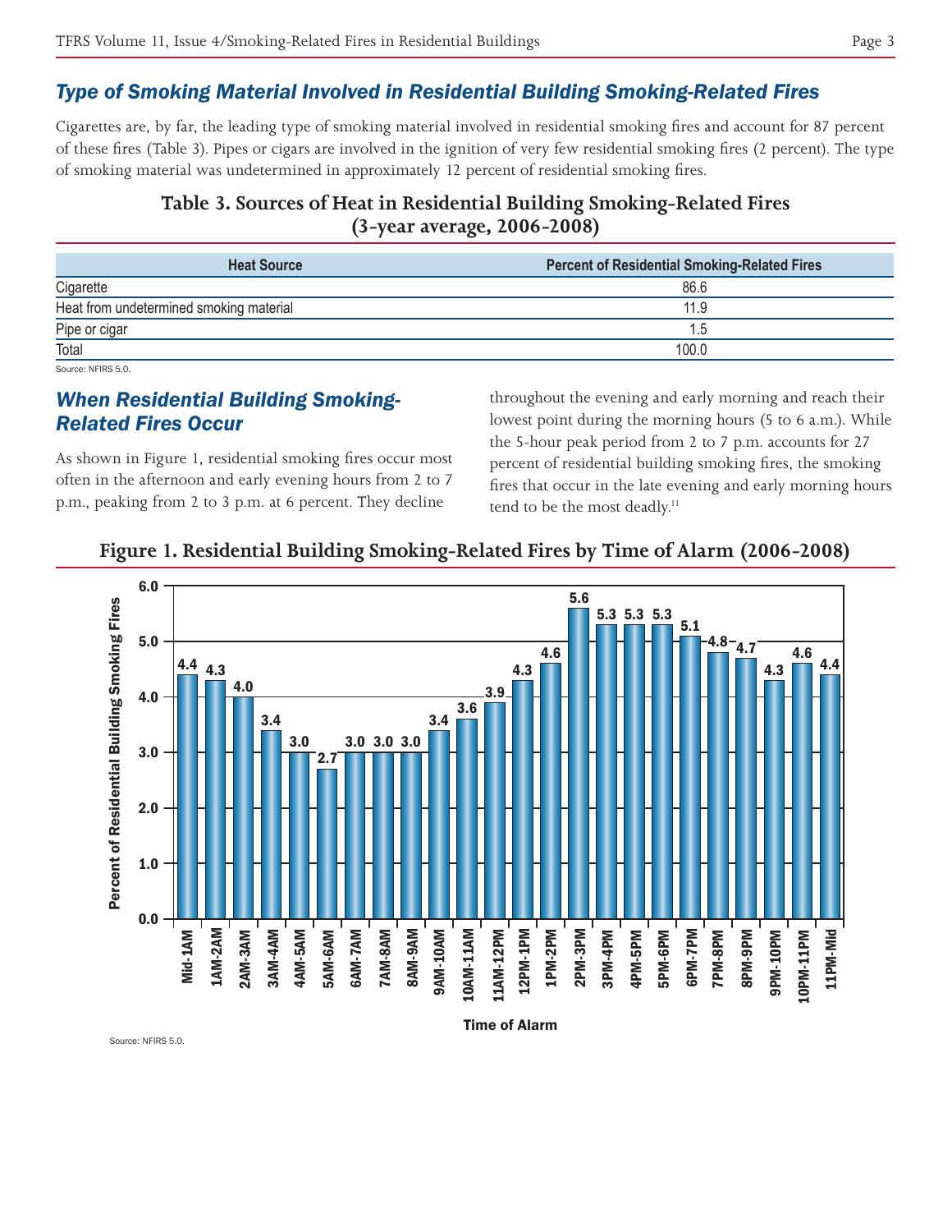## Type of Smoking Material Involved in Residential Building Smoking-Related Fires

Cigarettes are, by far, the leading type of smoking material involved in residential smoking fires and account for 87 percent of these fires (Table 3). Pipes or cigars are involved in the ignition of very few residential smoking fires (2 percent). The type of smoking material was undetermined in approximately 12 percent of residential smoking fires.

**Table 3. Sources of Heat in Residential Building Smoking-Related Fires (3-year average, 2006-2008)**

| Heat Source | Percent of Residential Smoking-Related Fires |
|---|---|
| Cigarette | 86.6 |
| Heat from undetermined smoking material | 11.9 |
| Pipe or cigar | 1.5 |
| Total | 100.0 |

Source: NFIRS 5.0.

## When Residential Building Smoking-Related Fires Occur

As shown in Figure 1, residential smoking fires occur most often in the afternoon and early evening hours from 2 to 7 p.m., peaking from 2 to 3 p.m. at 6 percent. They decline throughout the evening and early morning and reach their lowest point during the morning hours (5 to 6 a.m.). While the 5-hour peak period from 2 to 7 p.m. accounts for 27 percent of residential building smoking fires, the smoking fires that occur in the late evening and early morning hours tend to be the most deadly.[11]

**Figure 1. Residential Building Smoking-Related Fires by Time of Alarm (2006-2008)**

| Time of Alarm | Percent of Residential Building Smoking Fires |
|---|---|
| Mid-1AM | 4.4 |
| 1AM-2AM | 4.3 |
| 2AM-3AM | 4.0 |
| 3AM-4AM | 3.4 |
| 4AM-5AM | 3.0 |
| 5AM-6AM | 2.7 |
| 6AM-7AM | 3.0 |
| 7AM-8AM | 3.0 |
| 8AM-9AM | 3.0 |
| 9AM-10AM | 3.4 |
| 10AM-11AM | 3.6 |
| 11AM-12PM | 3.9 |
| 12PM-1PM | 4.3 |
| 1PM-2PM | 4.6 |
| 2PM-3PM | 5.6 |
| 3PM-4PM | 5.3 |
| 4PM-5PM | 5.3 |
| 5PM-6PM | 5.3 |
| 6PM-7PM | 5.1 |
| 7PM-8PM | 4.8 |
| 8PM-9PM | 4.7 |
| 9PM-10PM | 4.3 |
| 10PM-11PM | 4.6 |
| 11PM-Mid | 4.4 |

Source: NFIRS 5.0.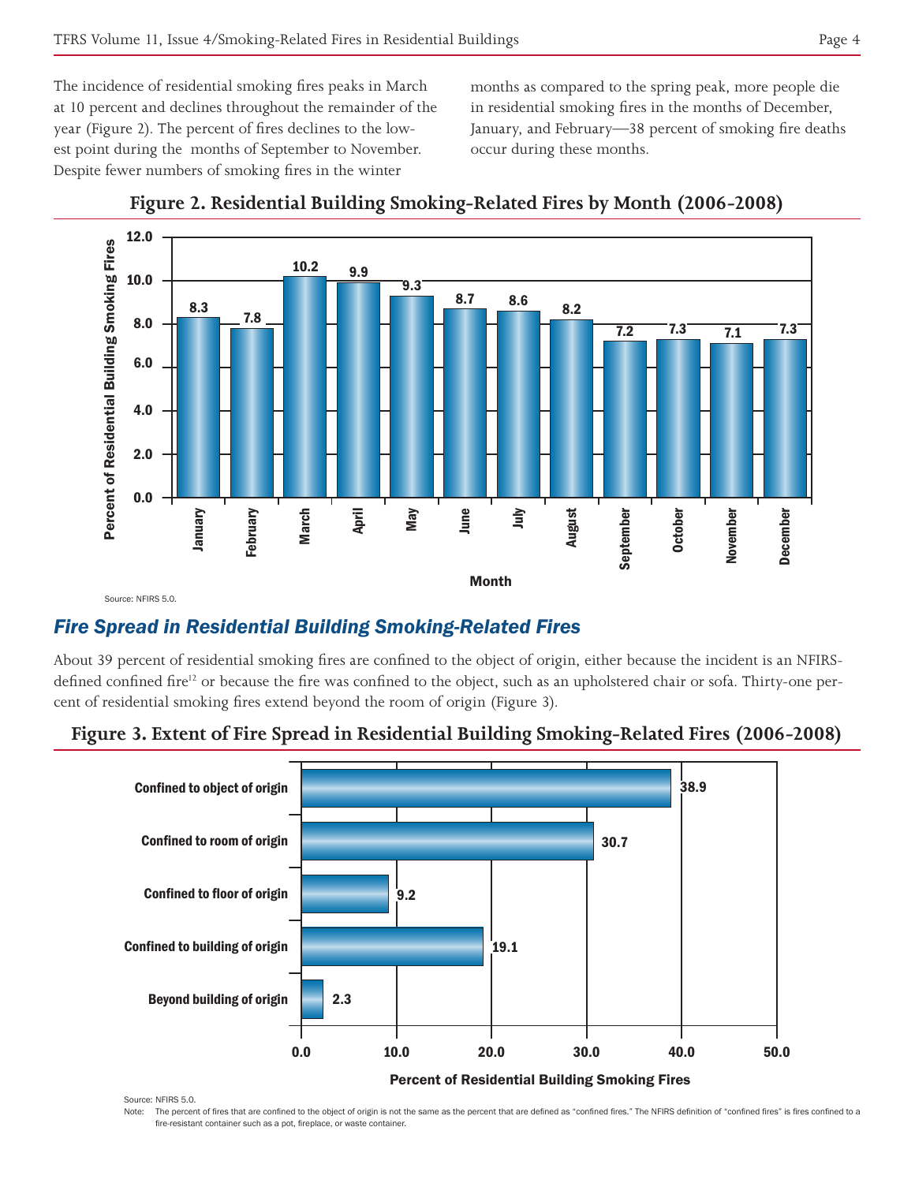The incidence of residential smoking fires peaks in March at 10 percent and declines throughout the remainder of the year (Figure 2). The percent of fires declines to the lowest point during the months of September to November. Despite fewer numbers of smoking fires in the winter months as compared to the spring peak, more people die in residential smoking fires in the months of December, January, and February—38 percent of smoking fire deaths occur during these months.

**Figure 2. Residential Building Smoking-Related Fires by Month (2006-2008)**

| Month | Percent of Residential Building Smoking Fires |
|---|---|
| January | 8.3 |
| February | 7.8 |
| March | 10.2 |
| April | 9.9 |
| May | 9.3 |
| June | 8.7 |
| July | 8.6 |
| August | 8.2 |
| September | 7.2 |
| October | 7.3 |
| November | 7.1 |
| December | 7.3 |

Source: NFIRS 5.0.

## *Fire Spread in Residential Building Smoking-Related Fires*

About 39 percent of residential smoking fires are confined to the object of origin, either because the incident is an NFIRS-defined confined fire[12] or because the fire was confined to the object, such as an upholstered chair or sofa. Thirty-one percent of residential smoking fires extend beyond the room of origin (Figure 3).

**Figure 3. Extent of Fire Spread in Residential Building Smoking-Related Fires (2006-2008)**

| Extent of Fire Spread | Percent of Residential Building Smoking Fires |
|---|---|
| Confined to object of origin | 38.9 |
| Confined to room of origin | 30.7 |
| Confined to floor of origin | 9.2 |
| Confined to building of origin | 19.1 |
| Beyond building of origin | 2.3 |

Source: NFIRS 5.0.

Note: The percent of fires that are confined to the object of origin is not the same as the percent that are defined as "confined fires." The NFIRS definition of "confined fires" is fires confined to a fire-resistant container such as a pot, fireplace, or waste container.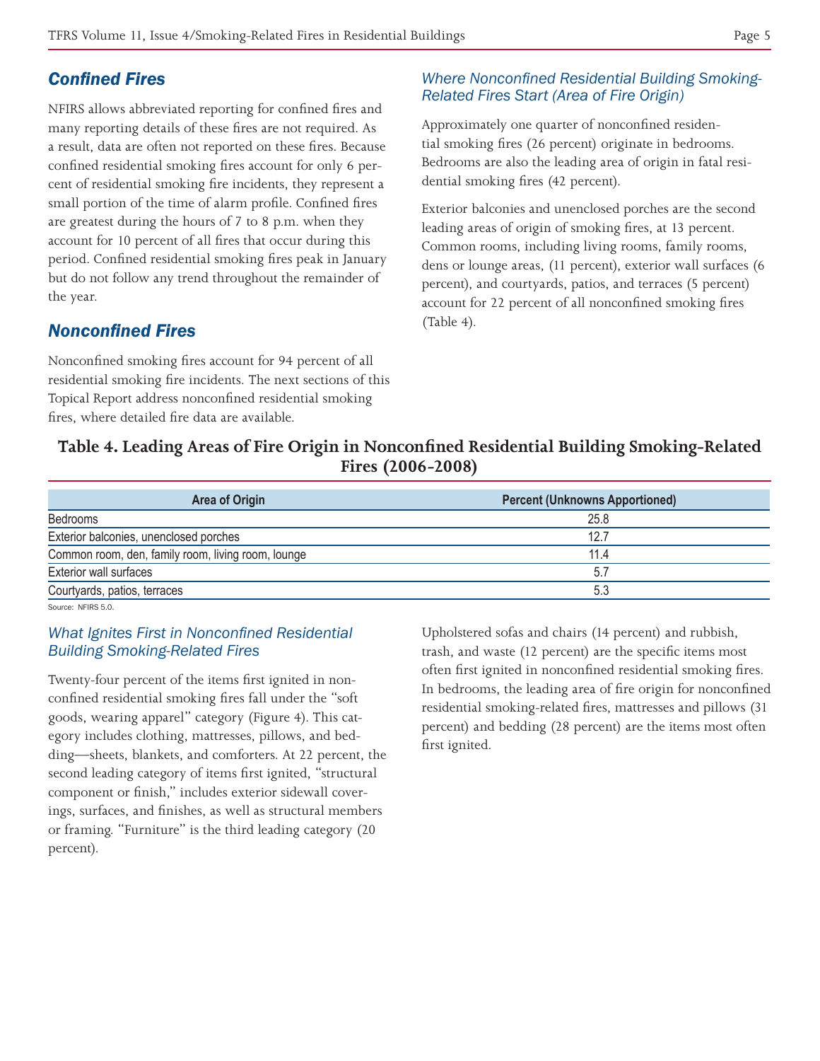## Confined Fires

NFIRS allows abbreviated reporting for confined fires and many reporting details of these fires are not required. As a result, data are often not reported on these fires. Because confined residential smoking fires account for only 6 percent of residential smoking fire incidents, they represent a small portion of the time of alarm profile. Confined fires are greatest during the hours of 7 to 8 p.m. when they account for 10 percent of all fires that occur during this period. Confined residential smoking fires peak in January but do not follow any trend throughout the remainder of the year.

## Nonconfined Fires

Nonconfined smoking fires account for 94 percent of all residential smoking fire incidents. The next sections of this Topical Report address nonconfined residential smoking fires, where detailed fire data are available.

### Where Nonconfined Residential Building Smoking-Related Fires Start (Area of Fire Origin)

Approximately one quarter of nonconfined residential smoking fires (26 percent) originate in bedrooms. Bedrooms are also the leading area of origin in fatal residential smoking fires (42 percent).

Exterior balconies and unenclosed porches are the second leading areas of origin of smoking fires, at 13 percent. Common rooms, including living rooms, family rooms, dens or lounge areas, (11 percent), exterior wall surfaces (6 percent), and courtyards, patios, and terraces (5 percent) account for 22 percent of all nonconfined smoking fires (Table 4).

**Table 4. Leading Areas of Fire Origin in Nonconfined Residential Building Smoking-Related Fires (2006-2008)**

| Area of Origin | Percent (Unknowns Apportioned) |
|---|---|
| Bedrooms | 25.8 |
| Exterior balconies, unenclosed porches | 12.7 |
| Common room, den, family room, living room, lounge | 11.4 |
| Exterior wall surfaces | 5.7 |
| Courtyards, patios, terraces | 5.3 |

Source: NFIRS 5.0.

### What Ignites First in Nonconfined Residential Building Smoking-Related Fires

Twenty-four percent of the items first ignited in nonconfined residential smoking fires fall under the "soft goods, wearing apparel" category (Figure 4). This category includes clothing, mattresses, pillows, and bedding—sheets, blankets, and comforters. At 22 percent, the second leading category of items first ignited, "structural component or finish," includes exterior sidewall coverings, surfaces, and finishes, as well as structural members or framing. "Furniture" is the third leading category (20 percent).

Upholstered sofas and chairs (14 percent) and rubbish, trash, and waste (12 percent) are the specific items most often first ignited in nonconfined residential smoking fires. In bedrooms, the leading area of fire origin for nonconfined residential smoking-related fires, mattresses and pillows (31 percent) and bedding (28 percent) are the items most often first ignited.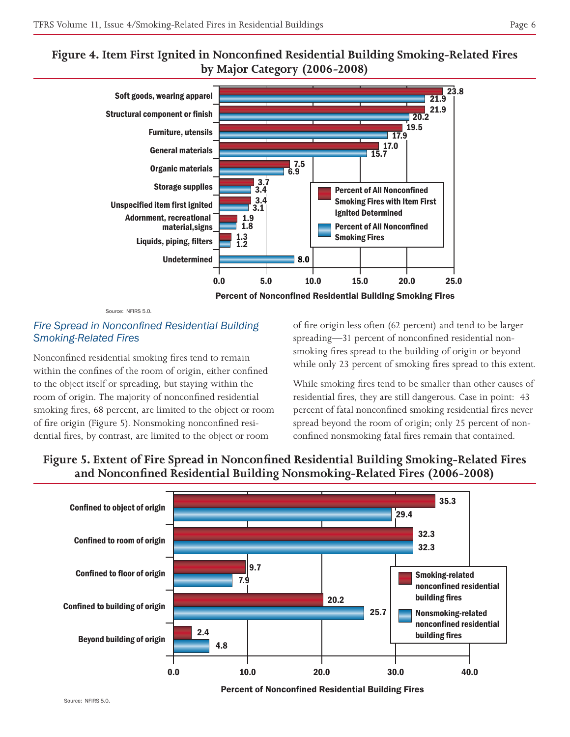## Figure 4. Item First Ignited in Nonconfined Residential Building Smoking-Related Fires by Major Category (2006-2008)

| Item First Ignited | Percent of All Nonconfined Smoking Fires with Item First Ignited Determined | Percent of All Nonconfined Smoking Fires |
|---|---|---|
| Soft goods, wearing apparel | 23.8 | 21.9 |
| Structural component or finish | 21.9 | 20.2 |
| Furniture, utensils | 19.5 | 17.9 |
| General materials | 17.0 | 15.7 |
| Organic materials | 7.5 | 6.9 |
| Storage supplies | 3.7 | 3.4 |
| Unspecified item first ignited | 3.4 | 3.1 |
| Adornment, recreational material,signs | 1.9 | 1.8 |
| Liquids, piping, filters | 1.3 | 1.2 |
| Undetermined | | 8.0 |

Percent of Nonconfined Residential Building Smoking Fires

Source: NFIRS 5.0.

### *Fire Spread in Nonconfined Residential Building Smoking-Related Fires*

Nonconfined residential smoking fires tend to remain within the confines of the room of origin, either confined to the object itself or spreading, but staying within the room of origin. The majority of nonconfined residential smoking fires, 68 percent, are limited to the object or room of fire origin (Figure 5). Nonsmoking nonconfined residential fires, by contrast, are limited to the object or room of fire origin less often (62 percent) and tend to be larger spreading—31 percent of nonconfined residential nonsmoking fires spread to the building of origin or beyond while only 23 percent of smoking fires spread to this extent.

While smoking fires tend to be smaller than other causes of residential fires, they are still dangerous. Case in point: 43 percent of fatal nonconfined smoking residential fires never spread beyond the room of origin; only 25 percent of nonconfined nonsmoking fatal fires remain that contained.

## Figure 5. Extent of Fire Spread in Nonconfined Residential Building Smoking-Related Fires and Nonconfined Residential Building Nonsmoking-Related Fires (2006-2008)

| Extent of Fire Spread | Smoking-related nonconfined residential building fires | Nonsmoking-related nonconfined residential building fires |
|---|---|---|
| Confined to object of origin | 35.3 | 29.4 |
| Confined to room of origin | 32.3 | 32.3 |
| Confined to floor of origin | 9.7 | 7.9 |
| Confined to building of origin | 20.2 | 25.7 |
| Beyond building of origin | 2.4 | 4.8 |

Percent of Nonconfined Residential Building Fires

Source: NFIRS 5.0.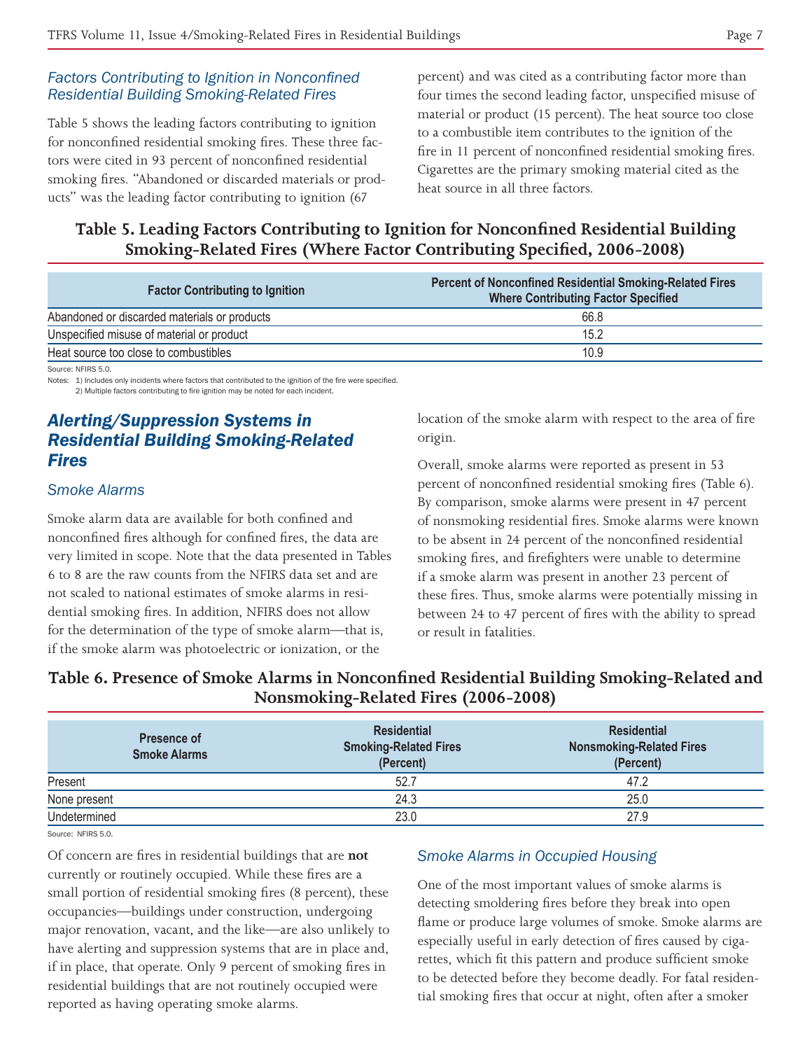### Factors Contributing to Ignition in Nonconfined Residential Building Smoking-Related Fires

Table 5 shows the leading factors contributing to ignition for nonconfined residential smoking fires. These three factors were cited in 93 percent of nonconfined residential smoking fires. "Abandoned or discarded materials or products" was the leading factor contributing to ignition (67 percent) and was cited as a contributing factor more than four times the second leading factor, unspecified misuse of material or product (15 percent). The heat source too close to a combustible item contributes to the ignition of the fire in 11 percent of nonconfined residential smoking fires. Cigarettes are the primary smoking material cited as the heat source in all three factors.

**Table 5. Leading Factors Contributing to Ignition for Nonconfined Residential Building Smoking-Related Fires (Where Factor Contributing Specified, 2006-2008)**

| Factor Contributing to Ignition | Percent of Nonconfined Residential Smoking-Related Fires Where Contributing Factor Specified |
|---|---|
| Abandoned or discarded materials or products | 66.8 |
| Unspecified misuse of material or product | 15.2 |
| Heat source too close to combustibles | 10.9 |

Source: NFIRS 5.0.

Notes: 1) Includes only incidents where factors that contributed to the ignition of the fire were specified.
2) Multiple factors contributing to fire ignition may be noted for each incident.

## Alerting/Suppression Systems in Residential Building Smoking-Related Fires

### Smoke Alarms

Smoke alarm data are available for both confined and nonconfined fires although for confined fires, the data are very limited in scope. Note that the data presented in Tables 6 to 8 are the raw counts from the NFIRS data set and are not scaled to national estimates of smoke alarms in residential smoking fires. In addition, NFIRS does not allow for the determination of the type of smoke alarm—that is, if the smoke alarm was photoelectric or ionization, or the location of the smoke alarm with respect to the area of fire origin.

Overall, smoke alarms were reported as present in 53 percent of nonconfined residential smoking fires (Table 6). By comparison, smoke alarms were present in 47 percent of nonsmoking residential fires. Smoke alarms were known to be absent in 24 percent of the nonconfined residential smoking fires, and firefighters were unable to determine if a smoke alarm was present in another 23 percent of these fires. Thus, smoke alarms were potentially missing in between 24 to 47 percent of fires with the ability to spread or result in fatalities.

**Table 6. Presence of Smoke Alarms in Nonconfined Residential Building Smoking-Related and Nonsmoking-Related Fires (2006-2008)**

| Presence of Smoke Alarms | Residential Smoking-Related Fires (Percent) | Residential Nonsmoking-Related Fires (Percent) |
|---|---|---|
| Present | 52.7 | 47.2 |
| None present | 24.3 | 25.0 |
| Undetermined | 23.0 | 27.9 |

Source: NFIRS 5.0.

Of concern are fires in residential buildings that are **not** currently or routinely occupied. While these fires are a small portion of residential smoking fires (8 percent), these occupancies—buildings under construction, undergoing major renovation, vacant, and the like—are also unlikely to have alerting and suppression systems that are in place and, if in place, that operate. Only 9 percent of smoking fires in residential buildings that are not routinely occupied were reported as having operating smoke alarms.

### Smoke Alarms in Occupied Housing

One of the most important values of smoke alarms is detecting smoldering fires before they break into open flame or produce large volumes of smoke. Smoke alarms are especially useful in early detection of fires caused by cigarettes, which fit this pattern and produce sufficient smoke to be detected before they become deadly. For fatal residential smoking fires that occur at night, often after a smoker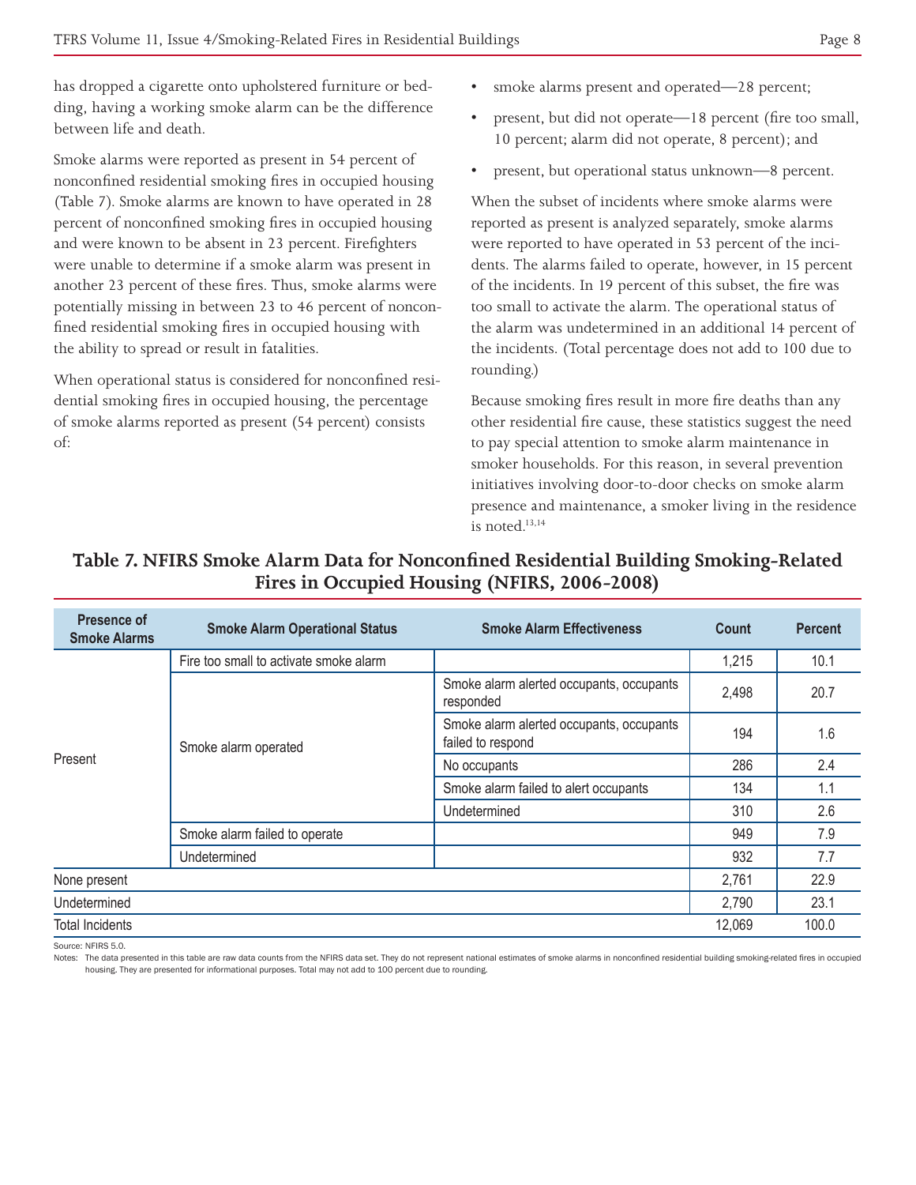has dropped a cigarette onto upholstered furniture or bedding, having a working smoke alarm can be the difference between life and death.

Smoke alarms were reported as present in 54 percent of nonconfined residential smoking fires in occupied housing (Table 7). Smoke alarms are known to have operated in 28 percent of nonconfined smoking fires in occupied housing and were known to be absent in 23 percent. Firefighters were unable to determine if a smoke alarm was present in another 23 percent of these fires. Thus, smoke alarms were potentially missing in between 23 to 46 percent of nonconfined residential smoking fires in occupied housing with the ability to spread or result in fatalities.

When operational status is considered for nonconfined residential smoking fires in occupied housing, the percentage of smoke alarms reported as present (54 percent) consists of:

- smoke alarms present and operated—28 percent;
- present, but did not operate—18 percent (fire too small, 10 percent; alarm did not operate, 8 percent); and
- present, but operational status unknown—8 percent.

When the subset of incidents where smoke alarms were reported as present is analyzed separately, smoke alarms were reported to have operated in 53 percent of the incidents. The alarms failed to operate, however, in 15 percent of the incidents. In 19 percent of this subset, the fire was too small to activate the alarm. The operational status of the alarm was undetermined in an additional 14 percent of the incidents. (Total percentage does not add to 100 due to rounding.)

Because smoking fires result in more fire deaths than any other residential fire cause, these statistics suggest the need to pay special attention to smoke alarm maintenance in smoker households. For this reason, in several prevention initiatives involving door-to-door checks on smoke alarm presence and maintenance, a smoker living in the residence is noted.[13,14]

**Table 7. NFIRS Smoke Alarm Data for Nonconfined Residential Building Smoking-Related Fires in Occupied Housing (NFIRS, 2006-2008)**

| Presence of Smoke Alarms | Smoke Alarm Operational Status | Smoke Alarm Effectiveness | Count | Percent |
|---|---|---|---|---|
| Present | Fire too small to activate smoke alarm | | 1,215 | 10.1 |
| | Smoke alarm operated | Smoke alarm alerted occupants, occupants responded | 2,498 | 20.7 |
| | | Smoke alarm alerted occupants, occupants failed to respond | 194 | 1.6 |
| | | No occupants | 286 | 2.4 |
| | | Smoke alarm failed to alert occupants | 134 | 1.1 |
| | | Undetermined | 310 | 2.6 |
| | Smoke alarm failed to operate | | 949 | 7.9 |
| | Undetermined | | 932 | 7.7 |
| None present | | | 2,761 | 22.9 |
| Undetermined | | | 2,790 | 23.1 |
| Total Incidents | | | 12,069 | 100.0 |

Source: NFIRS 5.0.

Notes: The data presented in this table are raw data counts from the NFIRS data set. They do not represent national estimates of smoke alarms in nonconfined residential building smoking-related fires in occupied housing. They are presented for informational purposes. Total may not add to 100 percent due to rounding.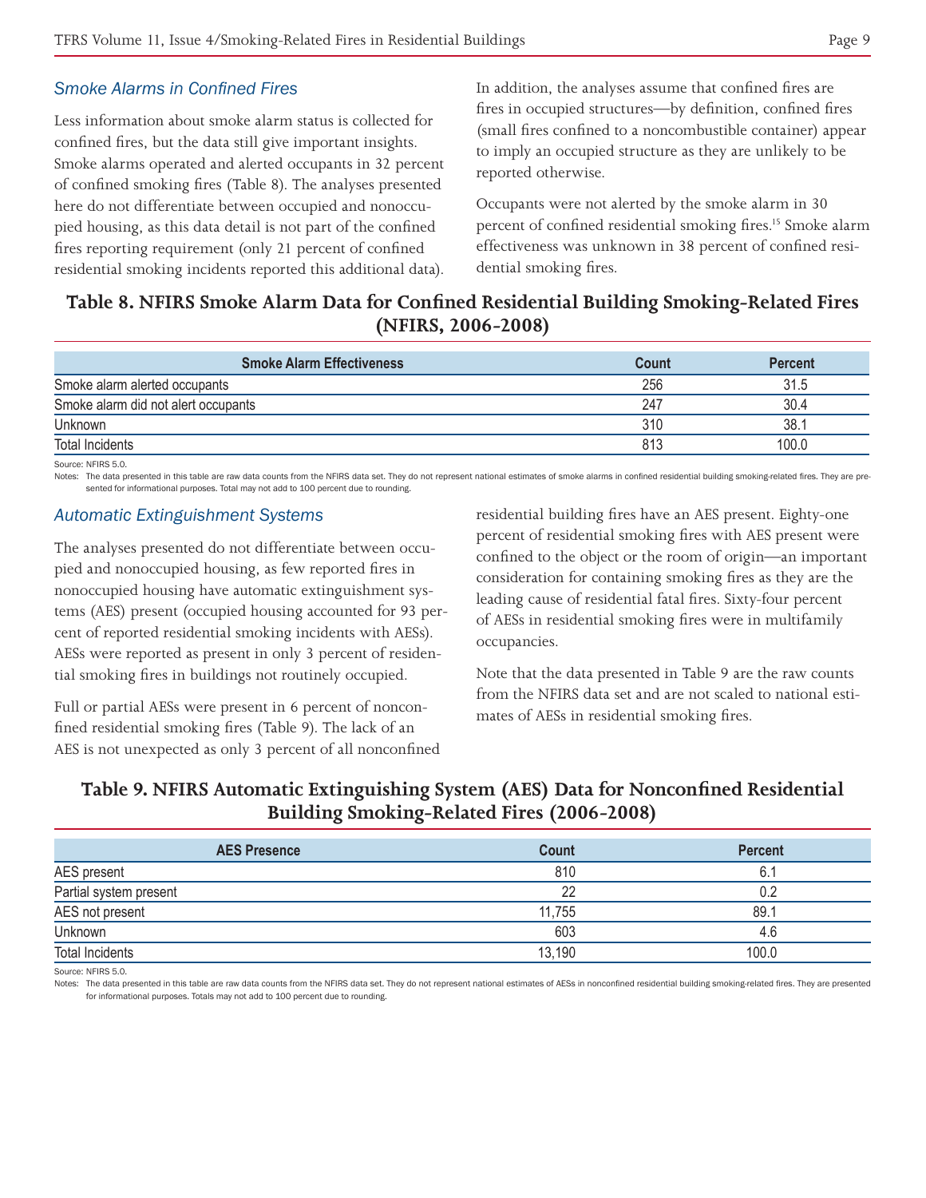### Smoke Alarms in Confined Fires

Less information about smoke alarm status is collected for confined fires, but the data still give important insights. Smoke alarms operated and alerted occupants in 32 percent of confined smoking fires (Table 8). The analyses presented here do not differentiate between occupied and nonoccupied housing, as this data detail is not part of the confined fires reporting requirement (only 21 percent of confined residential smoking incidents reported this additional data). In addition, the analyses assume that confined fires are fires in occupied structures—by definition, confined fires (small fires confined to a noncombustible container) appear to imply an occupied structure as they are unlikely to be reported otherwise.

Occupants were not alerted by the smoke alarm in 30 percent of confined residential smoking fires.[15] Smoke alarm effectiveness was unknown in 38 percent of confined residential smoking fires.

## Table 8. NFIRS Smoke Alarm Data for Confined Residential Building Smoking-Related Fires (NFIRS, 2006-2008)

| Smoke Alarm Effectiveness | Count | Percent |
|---|---|---|
| Smoke alarm alerted occupants | 256 | 31.5 |
| Smoke alarm did not alert occupants | 247 | 30.4 |
| Unknown | 310 | 38.1 |
| Total Incidents | 813 | 100.0 |

Source: NFIRS 5.0.

Notes: The data presented in this table are raw data counts from the NFIRS data set. They do not represent national estimates of smoke alarms in confined residential building smoking-related fires. They are presented for informational purposes. Total may not add to 100 percent due to rounding.

### Automatic Extinguishment Systems

The analyses presented do not differentiate between occupied and nonoccupied housing, as few reported fires in nonoccupied housing have automatic extinguishment systems (AES) present (occupied housing accounted for 93 percent of reported residential smoking incidents with AESs). AESs were reported as present in only 3 percent of residential smoking fires in buildings not routinely occupied.

Full or partial AESs were present in 6 percent of nonconfined residential smoking fires (Table 9). The lack of an AES is not unexpected as only 3 percent of all nonconfined residential building fires have an AES present. Eighty-one percent of residential smoking fires with AES present were confined to the object or the room of origin—an important consideration for containing smoking fires as they are the leading cause of residential fatal fires. Sixty-four percent of AESs in residential smoking fires were in multifamily occupancies.

Note that the data presented in Table 9 are the raw counts from the NFIRS data set and are not scaled to national estimates of AESs in residential smoking fires.

## Table 9. NFIRS Automatic Extinguishing System (AES) Data for Nonconfined Residential Building Smoking-Related Fires (2006-2008)

| AES Presence | Count | Percent |
|---|---|---|
| AES present | 810 | 6.1 |
| Partial system present | 22 | 0.2 |
| AES not present | 11,755 | 89.1 |
| Unknown | 603 | 4.6 |
| Total Incidents | 13,190 | 100.0 |

Source: NFIRS 5.0.

Notes: The data presented in this table are raw data counts from the NFIRS data set. They do not represent national estimates of AESs in nonconfined residential building smoking-related fires. They are presented for informational purposes. Totals may not add to 100 percent due to rounding.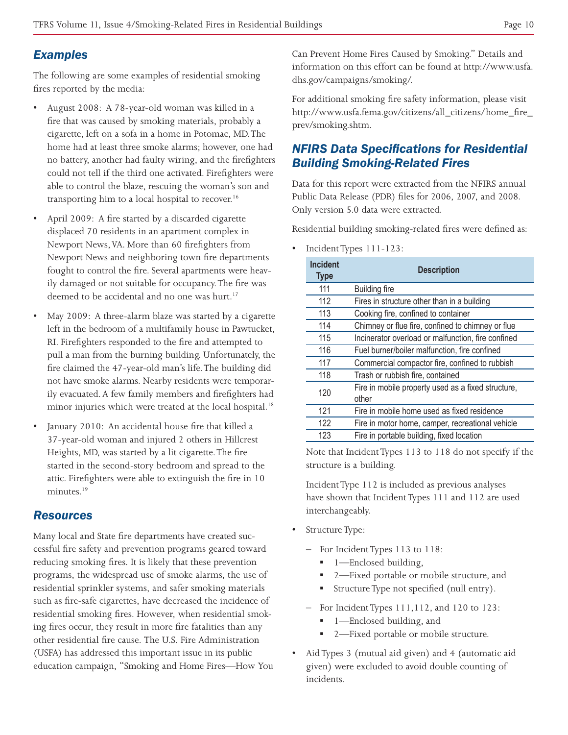## Examples

The following are some examples of residential smoking fires reported by the media:

- August 2008: A 78-year-old woman was killed in a fire that was caused by smoking materials, probably a cigarette, left on a sofa in a home in Potomac, MD. The home had at least three smoke alarms; however, one had no battery, another had faulty wiring, and the firefighters could not tell if the third one activated. Firefighters were able to control the blaze, rescuing the woman's son and transporting him to a local hospital to recover.[16]
- April 2009: A fire started by a discarded cigarette displaced 70 residents in an apartment complex in Newport News, VA. More than 60 firefighters from Newport News and neighboring town fire departments fought to control the fire. Several apartments were heavily damaged or not suitable for occupancy. The fire was deemed to be accidental and no one was hurt.[17]
- May 2009: A three-alarm blaze was started by a cigarette left in the bedroom of a multifamily house in Pawtucket, RI. Firefighters responded to the fire and attempted to pull a man from the burning building. Unfortunately, the fire claimed the 47-year-old man's life. The building did not have smoke alarms. Nearby residents were temporarily evacuated. A few family members and firefighters had minor injuries which were treated at the local hospital.[18]
- January 2010: An accidental house fire that killed a 37-year-old woman and injured 2 others in Hillcrest Heights, MD, was started by a lit cigarette. The fire started in the second-story bedroom and spread to the attic. Firefighters were able to extinguish the fire in 10 minutes.[19]

## Resources

Many local and State fire departments have created successful fire safety and prevention programs geared toward reducing smoking fires. It is likely that these prevention programs, the widespread use of smoke alarms, the use of residential sprinkler systems, and safer smoking materials such as fire-safe cigarettes, have decreased the incidence of residential smoking fires. However, when residential smoking fires occur, they result in more fire fatalities than any other residential fire cause. The U.S. Fire Administration (USFA) has addressed this important issue in its public education campaign, "Smoking and Home Fires—How You Can Prevent Home Fires Caused by Smoking." Details and information on this effort can be found at http://www.usfa.dhs.gov/campaigns/smoking/.

For additional smoking fire safety information, please visit http://www.usfa.fema.gov/citizens/all_citizens/home_fire_prev/smoking.shtm.

## NFIRS Data Specifications for Residential Building Smoking-Related Fires

Data for this report were extracted from the NFIRS annual Public Data Release (PDR) files for 2006, 2007, and 2008. Only version 5.0 data were extracted.

Residential building smoking-related fires were defined as:

- Incident Types 111-123:

| Incident Type | Description |
|---|---|
| 111 | Building fire |
| 112 | Fires in structure other than in a building |
| 113 | Cooking fire, confined to container |
| 114 | Chimney or flue fire, confined to chimney or flue |
| 115 | Incinerator overload or malfunction, fire confined |
| 116 | Fuel burner/boiler malfunction, fire confined |
| 117 | Commercial compactor fire, confined to rubbish |
| 118 | Trash or rubbish fire, contained |
| 120 | Fire in mobile property used as a fixed structure, other |
| 121 | Fire in mobile home used as fixed residence |
| 122 | Fire in motor home, camper, recreational vehicle |
| 123 | Fire in portable building, fixed location |

  Note that Incident Types 113 to 118 do not specify if the structure is a building.

  Incident Type 112 is included as previous analyses have shown that Incident Types 111 and 112 are used interchangeably.

- Structure Type:
  - For Incident Types 113 to 118:
    - 1—Enclosed building,
    - 2—Fixed portable or mobile structure, and
    - Structure Type not specified (null entry).
  - For Incident Types 111, 112, and 120 to 123:
    - 1—Enclosed building, and
    - 2—Fixed portable or mobile structure.
- Aid Types 3 (mutual aid given) and 4 (automatic aid given) were excluded to avoid double counting of incidents.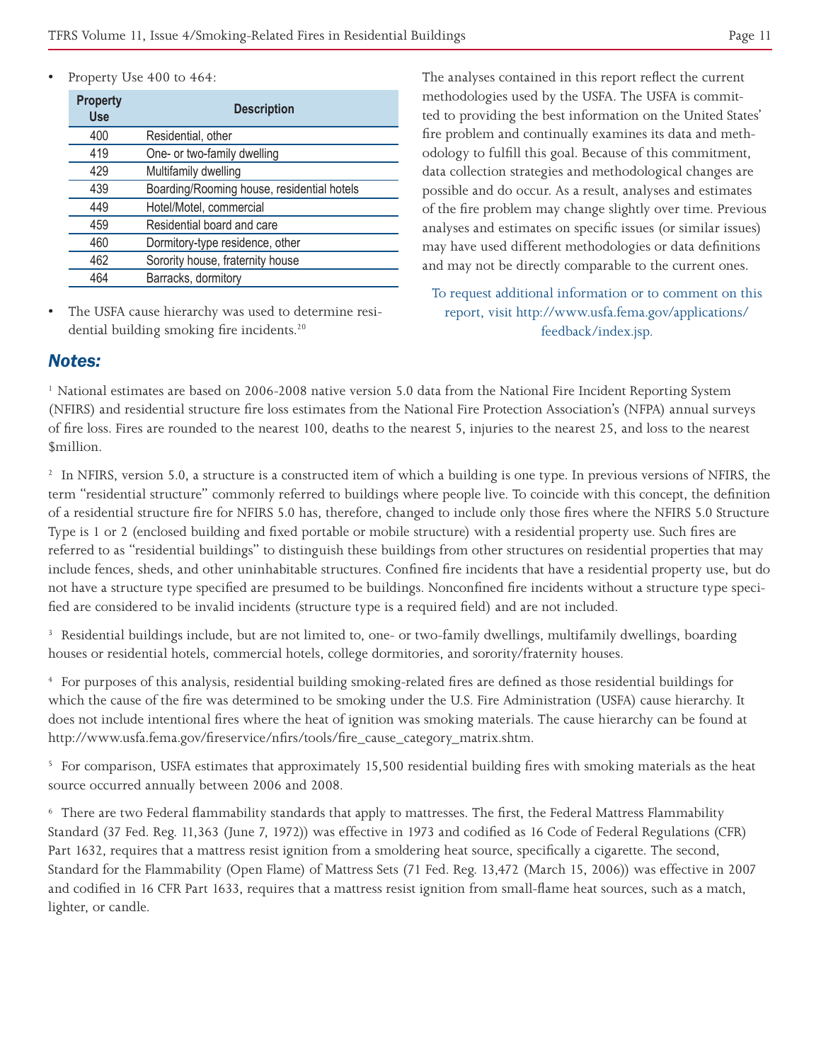- Property Use 400 to 464:

| Property Use | Description |
|---|---|
| 400 | Residential, other |
| 419 | One- or two-family dwelling |
| 429 | Multifamily dwelling |
| 439 | Boarding/Rooming house, residential hotels |
| 449 | Hotel/Motel, commercial |
| 459 | Residential board and care |
| 460 | Dormitory-type residence, other |
| 462 | Sorority house, fraternity house |
| 464 | Barracks, dormitory |

- The USFA cause hierarchy was used to determine residential building smoking fire incidents.[20]

The analyses contained in this report reflect the current methodologies used by the USFA. The USFA is committed to providing the best information on the United States' fire problem and continually examines its data and methodology to fulfill this goal. Because of this commitment, data collection strategies and methodological changes are possible and do occur. As a result, analyses and estimates of the fire problem may change slightly over time. Previous analyses and estimates on specific issues (or similar issues) may have used different methodologies or data definitions and may not be directly comparable to the current ones.

To request additional information or to comment on this report, visit http://www.usfa.fema.gov/applications/feedback/index.jsp.

## Notes:

[1] National estimates are based on 2006-2008 native version 5.0 data from the National Fire Incident Reporting System (NFIRS) and residential structure fire loss estimates from the National Fire Protection Association's (NFPA) annual surveys of fire loss. Fires are rounded to the nearest 100, deaths to the nearest 5, injuries to the nearest 25, and loss to the nearest $million.

[2] In NFIRS, version 5.0, a structure is a constructed item of which a building is one type. In previous versions of NFIRS, the term "residential structure" commonly referred to buildings where people live. To coincide with this concept, the definition of a residential structure fire for NFIRS 5.0 has, therefore, changed to include only those fires where the NFIRS 5.0 Structure Type is 1 or 2 (enclosed building and fixed portable or mobile structure) with a residential property use. Such fires are referred to as "residential buildings" to distinguish these buildings from other structures on residential properties that may include fences, sheds, and other uninhabitable structures. Confined fire incidents that have a residential property use, but do not have a structure type specified are presumed to be buildings. Nonconfined fire incidents without a structure type specified are considered to be invalid incidents (structure type is a required field) and are not included.

[3] Residential buildings include, but are not limited to, one- or two-family dwellings, multifamily dwellings, boarding houses or residential hotels, commercial hotels, college dormitories, and sorority/fraternity houses.

[4] For purposes of this analysis, residential building smoking-related fires are defined as those residential buildings for which the cause of the fire was determined to be smoking under the U.S. Fire Administration (USFA) cause hierarchy. It does not include intentional fires where the heat of ignition was smoking materials. The cause hierarchy can be found at http://www.usfa.fema.gov/fireservice/nfirs/tools/fire_cause_category_matrix.shtm.

[5] For comparison, USFA estimates that approximately 15,500 residential building fires with smoking materials as the heat source occurred annually between 2006 and 2008.

[6] There are two Federal flammability standards that apply to mattresses. The first, the Federal Mattress Flammability Standard (37 Fed. Reg. 11,363 (June 7, 1972)) was effective in 1973 and codified as 16 Code of Federal Regulations (CFR) Part 1632, requires that a mattress resist ignition from a smoldering heat source, specifically a cigarette. The second, Standard for the Flammability (Open Flame) of Mattress Sets (71 Fed. Reg. 13,472 (March 15, 2006)) was effective in 2007 and codified in 16 CFR Part 1633, requires that a mattress resist ignition from small-flame heat sources, such as a match, lighter, or candle.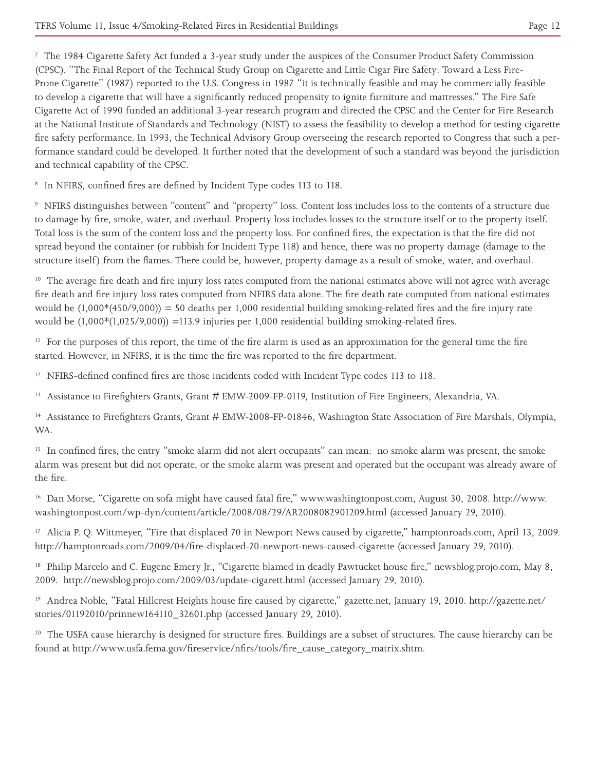[7] The 1984 Cigarette Safety Act funded a 3-year study under the auspices of the Consumer Product Safety Commission (CPSC). "The Final Report of the Technical Study Group on Cigarette and Little Cigar Fire Safety: Toward a Less Fire-Prone Cigarette" (1987) reported to the U.S. Congress in 1987 "it is technically feasible and may be commercially feasible to develop a cigarette that will have a significantly reduced propensity to ignite furniture and mattresses." The Fire Safe Cigarette Act of 1990 funded an additional 3-year research program and directed the CPSC and the Center for Fire Research at the National Institute of Standards and Technology (NIST) to assess the feasibility to develop a method for testing cigarette fire safety performance. In 1993, the Technical Advisory Group overseeing the research reported to Congress that such a performance standard could be developed. It further noted that the development of such a standard was beyond the jurisdiction and technical capability of the CPSC.

[8] In NFIRS, confined fires are defined by Incident Type codes 113 to 118.

[9] NFIRS distinguishes between "content" and "property" loss. Content loss includes loss to the contents of a structure due to damage by fire, smoke, water, and overhaul. Property loss includes losses to the structure itself or to the property itself. Total loss is the sum of the content loss and the property loss. For confined fires, the expectation is that the fire did not spread beyond the container (or rubbish for Incident Type 118) and hence, there was no property damage (damage to the structure itself) from the flames. There could be, however, property damage as a result of smoke, water, and overhaul.

[10] The average fire death and fire injury loss rates computed from the national estimates above will not agree with average fire death and fire injury loss rates computed from NFIRS data alone. The fire death rate computed from national estimates would be $(1{,}000*(450/9{,}000)) = 50$ deaths per 1,000 residential building smoking-related fires and the fire injury rate would be $(1{,}000*(1{,}025/9{,}000)) = 113.9$ injuries per 1,000 residential building smoking-related fires.

[11] For the purposes of this report, the time of the fire alarm is used as an approximation for the general time the fire started. However, in NFIRS, it is the time the fire was reported to the fire department.

[12] NFIRS-defined confined fires are those incidents coded with Incident Type codes 113 to 118.

[13] Assistance to Firefighters Grants, Grant # EMW-2009-FP-0119, Institution of Fire Engineers, Alexandria, VA.

[14] Assistance to Firefighters Grants, Grant # EMW-2008-FP-01846, Washington State Association of Fire Marshals, Olympia, WA.

[15] In confined fires, the entry "smoke alarm did not alert occupants" can mean: no smoke alarm was present, the smoke alarm was present but did not operate, or the smoke alarm was present and operated but the occupant was already aware of the fire.

[16] Dan Morse, "Cigarette on sofa might have caused fatal fire," www.washingtonpost.com, August 30, 2008. http://www.washingtonpost.com/wp-dyn/content/article/2008/08/29/AR2008082901209.html (accessed January 29, 2010).

[17] Alicia P. Q. Wittmeyer, "Fire that displaced 70 in Newport News caused by cigarette," hamptonroads.com, April 13, 2009. http://hamptonroads.com/2009/04/fire-displaced-70-newport-news-caused-cigarette (accessed January 29, 2010).

[18] Philip Marcelo and C. Eugene Emery Jr., "Cigarette blamed in deadly Pawtucket house fire," newsblog.projo.com, May 8, 2009. http://newsblog.projo.com/2009/03/update-cigarett.html (accessed January 29, 2010).

[19] Andrea Noble, "Fatal Hillcrest Heights house fire caused by cigarette," gazette.net, January 19, 2010. http://gazette.net/stories/01192010/prinnew164110_32601.php (accessed January 29, 2010).

[20] The USFA cause hierarchy is designed for structure fires. Buildings are a subset of structures. The cause hierarchy can be found at http://www.usfa.fema.gov/fireservice/nfirs/tools/fire_cause_category_matrix.shtm.